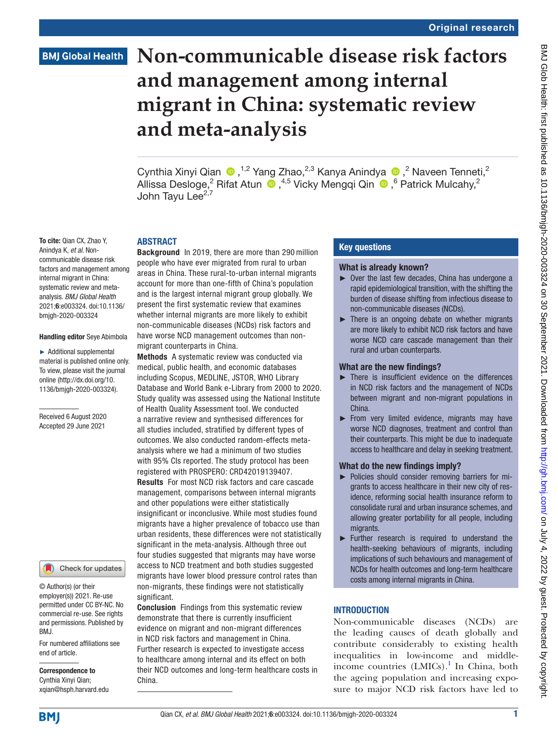Original research

# Non-communicable disease risk factors and management among internal migrant in China: systematic review and meta-analysis

Cynthia Xinyi Qian ,[1,2] Yang Zhao,[2,3] Kanya Anindya ,[2] Naveen Tenneti,[2] Allissa Desloge,[2] Rifat Atun ,[4,5] Vicky Mengqi Qin ,[6] Patrick Mulcahy,[2] John Tayu Lee[2,7]

**To cite:** Qian CX, Zhao Y, Anindya K, *et al*. Non-communicable disease risk factors and management among internal migrant in China: systematic review and meta-analysis. *BMJ Global Health* 2021;**6**:e003324. doi:10.1136/bmjgh-2020-003324

**Handling editor** Seye Abimbola

► Additional supplemental material is published online only. To view, please visit the journal online (http://dx.doi.org/10.1136/bmjgh-2020-003324).

Received 6 August 2020
Accepted 29 June 2021

© Author(s) (or their employer(s)) 2021. Re-use permitted under CC BY-NC. No commercial re-use. See rights and permissions. Published by BMJ.

For numbered affiliations see end of article.

**Correspondence to**
Cynthia Xinyi Qian;
xqian@hsph.harvard.edu

## ABSTRACT

**Background** In 2019, there are more than 290 million people who have ever migrated from rural to urban areas in China. These rural-to-urban internal migrants account for more than one-fifth of China's population and is the largest internal migrant group globally. We present the first systematic review that examines whether internal migrants are more likely to exhibit non-communicable diseases (NCDs) risk factors and have worse NCD management outcomes than non-migrant counterparts in China.

**Methods** A systematic review was conducted via medical, public health, and economic databases including Scopus, MEDLINE, JSTOR, WHO Library Database and World Bank e-Library from 2000 to 2020. Study quality was assessed using the National Institute of Health Quality Assessment tool. We conducted a narrative review and synthesised differences for all studies included, stratified by different types of outcomes. We also conducted random-effects meta-analysis where we had a minimum of two studies with 95% CIs reported. The study protocol has been registered with PROSPERO: CRD42019139407.

**Results** For most NCD risk factors and care cascade management, comparisons between internal migrants and other populations were either statistically insignificant or inconclusive. While most studies found migrants have a higher prevalence of tobacco use than urban residents, these differences were not statistically significant in the meta-analysis. Although three out four studies suggested that migrants may have worse access to NCD treatment and both studies suggested migrants have lower blood pressure control rates than non-migrants, these findings were not statistically significant.

**Conclusion** Findings from this systematic review demonstrate that there is currently insufficient evidence on migrant and non-migrant differences in NCD risk factors and management in China. Further research is expected to investigate access to healthcare among internal and its effect on both their NCD outcomes and long-term healthcare costs in China.

## Key questions

### What is already known?

► Over the last few decades, China has undergone a rapid epidemiological transition, with the shifting the burden of disease shifting from infectious disease to non-communicable diseases (NCDs).

► There is an ongoing debate on whether migrants are more likely to exhibit NCD risk factors and have worse NCD care cascade management than their rural and urban counterparts.

### What are the new findings?

► There is insufficient evidence on the differences in NCD risk factors and the management of NCDs between migrant and non-migrant populations in China.

► From very limited evidence, migrants may have worse NCD diagnoses, treatment and control than their counterparts. This might be due to inadequate access to healthcare and delay in seeking treatment.

### What do the new findings imply?

► Policies should consider removing barriers for migrants to access healthcare in their new city of residence, reforming social health insurance reform to consolidate rural and urban insurance schemes, and allowing greater portability for all people, including migrants.

► Further research is required to understand the health-seeking behaviours of migrants, including implications of such behaviours and management of NCDs for health outcomes and long-term healthcare costs among internal migrants in China.

## INTRODUCTION

Non-communicable diseases (NCDs) are the leading causes of death globally and contribute considerably to existing health inequalities in low-income and middle-income countries (LMICs).[1] In China, both the ageing population and increasing exposure to major NCD risk factors have led to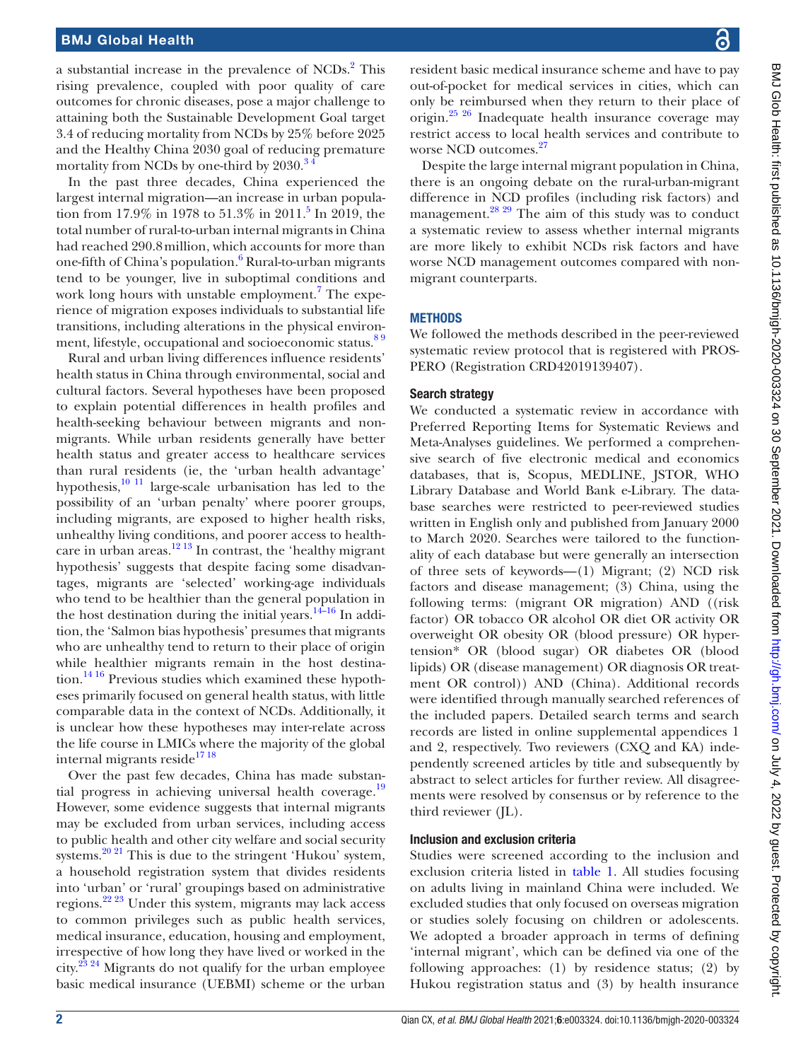a substantial increase in the prevalence of NCDs.[2] This rising prevalence, coupled with poor quality of care outcomes for chronic diseases, pose a major challenge to attaining both the Sustainable Development Goal target 3.4 of reducing mortality from NCDs by 25% before 2025 and the Healthy China 2030 goal of reducing premature mortality from NCDs by one-third by 2030.[3 4]

In the past three decades, China experienced the largest internal migration—an increase in urban population from 17.9% in 1978 to 51.3% in 2011.[5] In 2019, the total number of rural-to-urban internal migrants in China had reached 290.8 million, which accounts for more than one-fifth of China's population.[6] Rural-to-urban migrants tend to be younger, live in suboptimal conditions and work long hours with unstable employment.[7] The experience of migration exposes individuals to substantial life transitions, including alterations in the physical environment, lifestyle, occupational and socioeconomic status.[8 9]

Rural and urban living differences influence residents' health status in China through environmental, social and cultural factors. Several hypotheses have been proposed to explain potential differences in health profiles and health-seeking behaviour between migrants and non-migrants. While urban residents generally have better health status and greater access to healthcare services than rural residents (ie, the 'urban health advantage' hypothesis,[10 11] large-scale urbanisation has led to the possibility of an 'urban penalty' where poorer groups, including migrants, are exposed to higher health risks, unhealthy living conditions, and poorer access to healthcare in urban areas.[12 13] In contrast, the 'healthy migrant hypothesis' suggests that despite facing some disadvantages, migrants are 'selected' working-age individuals who tend to be healthier than the general population in the host destination during the initial years.[14–16] In addition, the 'Salmon bias hypothesis' presumes that migrants who are unhealthy tend to return to their place of origin while healthier migrants remain in the host destination.[14 16] Previous studies which examined these hypotheses primarily focused on general health status, with little comparable data in the context of NCDs. Additionally, it is unclear how these hypotheses may inter-relate across the life course in LMICs where the majority of the global internal migrants reside[17 18]

Over the past few decades, China has made substantial progress in achieving universal health coverage.[19] However, some evidence suggests that internal migrants may be excluded from urban services, including access to public health and other city welfare and social security systems.[20 21] This is due to the stringent 'Hukou' system, a household registration system that divides residents into 'urban' or 'rural' groupings based on administrative regions.[22 23] Under this system, migrants may lack access to common privileges such as public health services, medical insurance, education, housing and employment, irrespective of how long they have lived or worked in the city.[23 24] Migrants do not qualify for the urban employee basic medical insurance (UEBMI) scheme or the urban resident basic medical insurance scheme and have to pay out-of-pocket for medical services in cities, which can only be reimbursed when they return to their place of origin.[25 26] Inadequate health insurance coverage may restrict access to local health services and contribute to worse NCD outcomes.[27]

Despite the large internal migrant population in China, there is an ongoing debate on the rural-urban-migrant difference in NCD profiles (including risk factors) and management.[28 29] The aim of this study was to conduct a systematic review to assess whether internal migrants are more likely to exhibit NCDs risk factors and have worse NCD management outcomes compared with non-migrant counterparts.

## METHODS

We followed the methods described in the peer-reviewed systematic review protocol that is registered with PROSPERO (Registration CRD42019139407).

### Search strategy

We conducted a systematic review in accordance with Preferred Reporting Items for Systematic Reviews and Meta-Analyses guidelines. We performed a comprehensive search of five electronic medical and economics databases, that is, Scopus, MEDLINE, JSTOR, WHO Library Database and World Bank e-Library. The database searches were restricted to peer-reviewed studies written in English only and published from January 2000 to March 2020. Searches were tailored to the functionality of each database but were generally an intersection of three sets of keywords—(1) Migrant; (2) NCD risk factors and disease management; (3) China, using the following terms: (migrant OR migration) AND ((risk factor) OR tobacco OR alcohol OR diet OR activity OR overweight OR obesity OR (blood pressure) OR hypertension* OR (blood sugar) OR diabetes OR (blood lipids) OR (disease management) OR diagnosis OR treatment OR control)) AND (China). Additional records were identified through manually searched references of the included papers. Detailed search terms and search records are listed in online supplemental appendices 1 and 2, respectively. Two reviewers (CXQ and KA) independently screened articles by title and subsequently by abstract to select articles for further review. All disagreements were resolved by consensus or by reference to the third reviewer (JL).

### Inclusion and exclusion criteria

Studies were screened according to the inclusion and exclusion criteria listed in table 1. All studies focusing on adults living in mainland China were included. We excluded studies that only focused on overseas migration or studies solely focusing on children or adolescents. We adopted a broader approach in terms of defining 'internal migrant', which can be defined via one of the following approaches: (1) by residence status; (2) by Hukou registration status and (3) by health insurance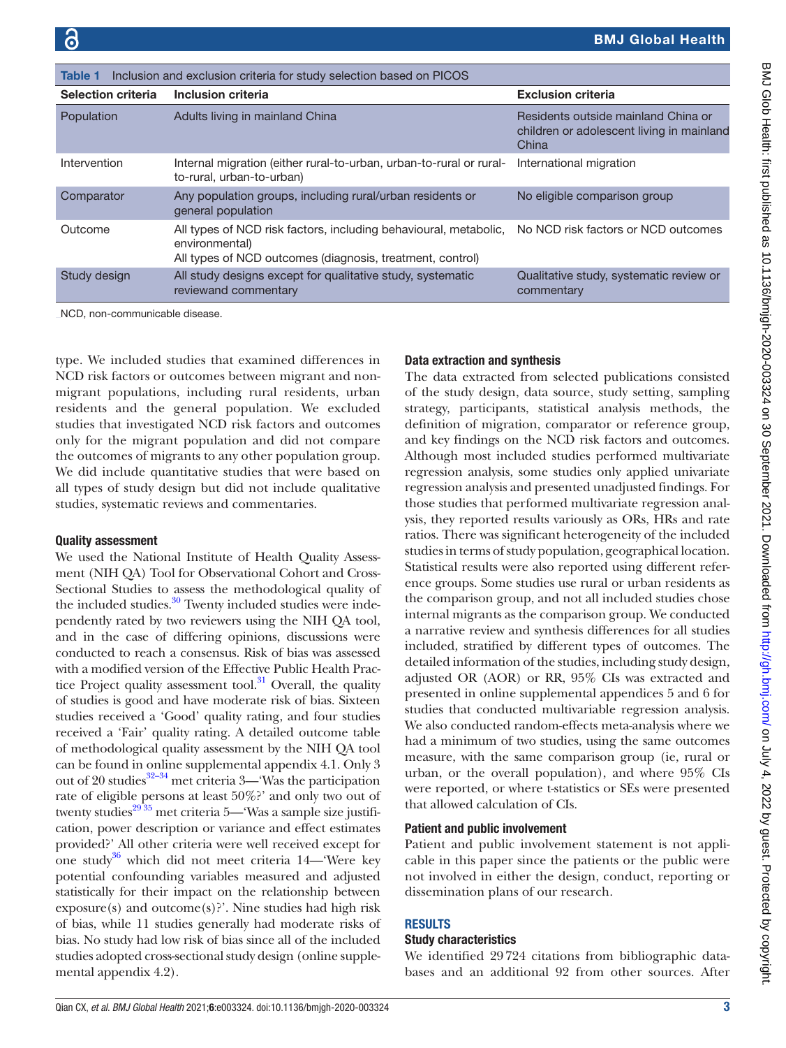Table 1 Inclusion and exclusion criteria for study selection based on PICOS

| Selection criteria | Inclusion criteria | Exclusion criteria |
|---|---|---|
| Population | Adults living in mainland China | Residents outside mainland China or children or adolescent living in mainland China |
| Intervention | Internal migration (either rural-to-urban, urban-to-rural or rural-to-rural, urban-to-urban) | International migration |
| Comparator | Any population groups, including rural/urban residents or general population | No eligible comparison group |
| Outcome | All types of NCD risk factors, including behavioural, metabolic, environmental)<br>All types of NCD outcomes (diagnosis, treatment, control) | No NCD risk factors or NCD outcomes |
| Study design | All study designs except for qualitative study, systematic reviewand commentary | Qualitative study, systematic review or commentary |

NCD, non-communicable disease.

type. We included studies that examined differences in NCD risk factors or outcomes between migrant and non-migrant populations, including rural residents, urban residents and the general population. We excluded studies that investigated NCD risk factors and outcomes only for the migrant population and did not compare the outcomes of migrants to any other population group. We did include quantitative studies that were based on all types of study design but did not include qualitative studies, systematic reviews and commentaries.

### Quality assessment

We used the National Institute of Health Quality Assessment (NIH QA) Tool for Observational Cohort and Cross-Sectional Studies to assess the methodological quality of the included studies.[30] Twenty included studies were independently rated by two reviewers using the NIH QA tool, and in the case of differing opinions, discussions were conducted to reach a consensus. Risk of bias was assessed with a modified version of the Effective Public Health Practice Project quality assessment tool.[31] Overall, the quality of studies is good and have moderate risk of bias. Sixteen studies received a 'Good' quality rating, and four studies received a 'Fair' quality rating. A detailed outcome table of methodological quality assessment by the NIH QA tool can be found in online supplemental appendix 4.1. Only 3 out of 20 studies[32–34] met criteria 3—'Was the participation rate of eligible persons at least 50%?' and only two out of twenty studies[29 35] met criteria 5—'Was a sample size justification, power description or variance and effect estimates provided?' All other criteria were well received except for one study[36] which did not meet criteria 14—'Were key potential confounding variables measured and adjusted statistically for their impact on the relationship between exposure(s) and outcome(s)?'. Nine studies had high risk of bias, while 11 studies generally had moderate risks of bias. No study had low risk of bias since all of the included studies adopted cross-sectional study design (online supplemental appendix 4.2).

### Data extraction and synthesis

The data extracted from selected publications consisted of the study design, data source, study setting, sampling strategy, participants, statistical analysis methods, the definition of migration, comparator or reference group, and key findings on the NCD risk factors and outcomes. Although most included studies performed multivariate regression analysis, some studies only applied univariate regression analysis and presented unadjusted findings. For those studies that performed multivariate regression analysis, they reported results variously as ORs, HRs and rate ratios. There was significant heterogeneity of the included studies in terms of study population, geographical location. Statistical results were also reported using different reference groups. Some studies use rural or urban residents as the comparison group, and not all included studies chose internal migrants as the comparison group. We conducted a narrative review and synthesis differences for all studies included, stratified by different types of outcomes. The detailed information of the studies, including study design, adjusted OR (AOR) or RR, 95% CIs was extracted and presented in online supplemental appendices 5 and 6 for studies that conducted multivariable regression analysis. We also conducted random-effects meta-analysis where we had a minimum of two studies, using the same outcomes measure, with the same comparison group (ie, rural or urban, or the overall population), and where 95% CIs were reported, or where t-statistics or SEs were presented that allowed calculation of CIs.

### Patient and public involvement

Patient and public involvement statement is not applicable in this paper since the patients or the public were not involved in either the design, conduct, reporting or dissemination plans of our research.

## RESULTS

### Study characteristics

We identified 29 724 citations from bibliographic databases and an additional 92 from other sources. After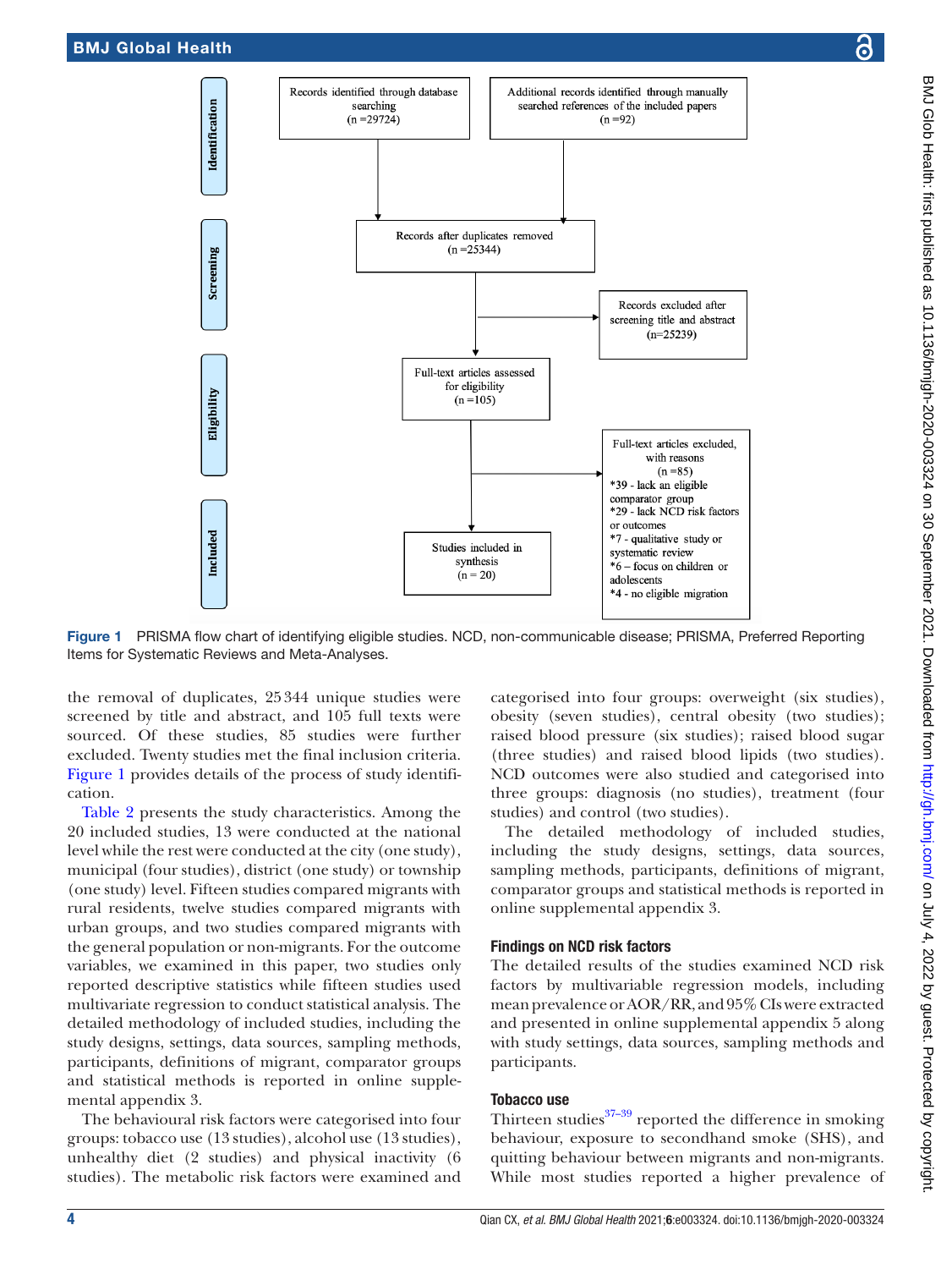Identification

Records identified through database searching (n =29724)

Additional records identified through manually searched references of the included papers (n =92)

Screening

Records after duplicates removed (n =25344)

Records excluded after screening title and abstract (n=25239)

Eligibility

Full-text articles assessed for eligibility (n =105)

Full-text articles excluded, with reasons (n =85)
*39 - lack an eligible comparator group
*29 - lack NCD risk factors or outcomes
*7 - qualitative study or systematic review
*6 – focus on children or adolescents
*4 - no eligible migration

Included

Studies included in synthesis (n = 20)

**Figure 1** PRISMA flow chart of identifying eligible studies. NCD, non-communicable disease; PRISMA, Preferred Reporting Items for Systematic Reviews and Meta-Analyses.

the removal of duplicates, 25 344 unique studies were screened by title and abstract, and 105 full texts were sourced. Of these studies, 85 studies were further excluded. Twenty studies met the final inclusion criteria. Figure 1 provides details of the process of study identification.

Table 2 presents the study characteristics. Among the 20 included studies, 13 were conducted at the national level while the rest were conducted at the city (one study), municipal (four studies), district (one study) or township (one study) level. Fifteen studies compared migrants with rural residents, twelve studies compared migrants with urban groups, and two studies compared migrants with the general population or non-migrants. For the outcome variables, we examined in this paper, two studies only reported descriptive statistics while fifteen studies used multivariate regression to conduct statistical analysis. The detailed methodology of included studies, including the study designs, settings, data sources, sampling methods, participants, definitions of migrant, comparator groups and statistical methods is reported in online supplemental appendix 3.

The behavioural risk factors were categorised into four groups: tobacco use (13 studies), alcohol use (13 studies), unhealthy diet (2 studies) and physical inactivity (6 studies). The metabolic risk factors were examined and categorised into four groups: overweight (six studies), obesity (seven studies), central obesity (two studies); raised blood pressure (six studies); raised blood sugar (three studies) and raised blood lipids (two studies). NCD outcomes were also studied and categorised into three groups: diagnosis (no studies), treatment (four studies) and control (two studies).

The detailed methodology of included studies, including the study designs, settings, data sources, sampling methods, participants, definitions of migrant, comparator groups and statistical methods is reported in online supplemental appendix 3.

### Findings on NCD risk factors

The detailed results of the studies examined NCD risk factors by multivariable regression models, including mean prevalence or AOR/RR, and 95% CIs were extracted and presented in online supplemental appendix 5 along with study settings, data sources, sampling methods and participants.

### Tobacco use

Thirteen studies[37–39] reported the difference in smoking behaviour, exposure to secondhand smoke (SHS), and quitting behaviour between migrants and non-migrants. While most studies reported a higher prevalence of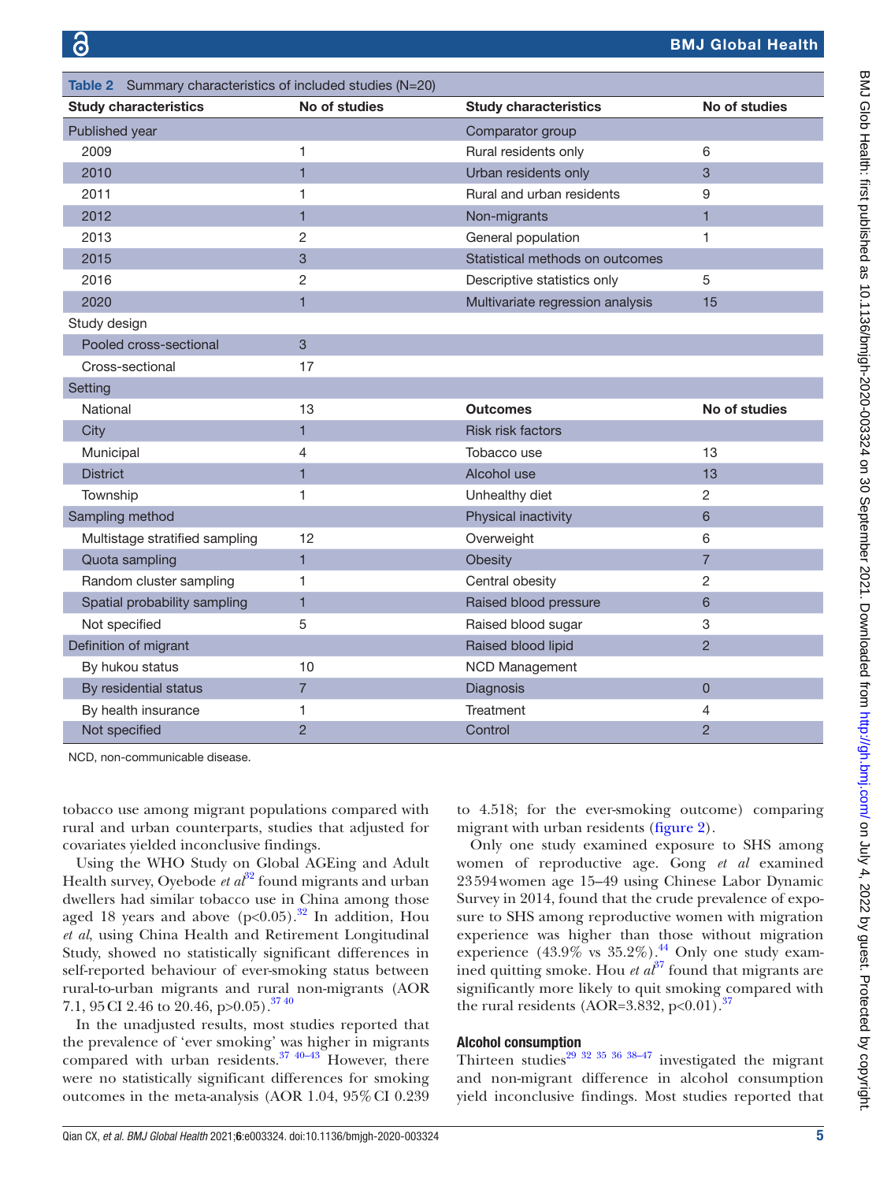Table 2 Summary characteristics of included studies (N=20)

| Study characteristics | No of studies | Study characteristics | No of studies |
|---|---|---|---|
| Published year | | Comparator group | |
| 2009 | 1 | Rural residents only | 6 |
| 2010 | 1 | Urban residents only | 3 |
| 2011 | 1 | Rural and urban residents | 9 |
| 2012 | 1 | Non-migrants | 1 |
| 2013 | 2 | General population | 1 |
| 2015 | 3 | Statistical methods on outcomes | |
| 2016 | 2 | Descriptive statistics only | 5 |
| 2020 | 1 | Multivariate regression analysis | 15 |
| Study design | | | |
| Pooled cross-sectional | 3 | | |
| Cross-sectional | 17 | | |
| Setting | | | |
| National | 13 | **Outcomes** | **No of studies** |
| City | 1 | Risk risk factors | |
| Municipal | 4 | Tobacco use | 13 |
| District | 1 | Alcohol use | 13 |
| Township | 1 | Unhealthy diet | 2 |
| Sampling method | | Physical inactivity | 6 |
| Multistage stratified sampling | 12 | Overweight | 6 |
| Quota sampling | 1 | Obesity | 7 |
| Random cluster sampling | 1 | Central obesity | 2 |
| Spatial probability sampling | 1 | Raised blood pressure | 6 |
| Not specified | 5 | Raised blood sugar | 3 |
| Definition of migrant | | Raised blood lipid | 2 |
| By hukou status | 10 | NCD Management | |
| By residential status | 7 | Diagnosis | 0 |
| By health insurance | 1 | Treatment | 4 |
| Not specified | 2 | Control | 2 |

NCD, non-communicable disease.

tobacco use among migrant populations compared with rural and urban counterparts, studies that adjusted for covariates yielded inconclusive findings.

Using the WHO Study on Global AGEing and Adult Health survey, Oyebode *et al*[32] found migrants and urban dwellers had similar tobacco use in China among those aged 18 years and above ($p<0.05$).[32] In addition, Hou *et al*, using China Health and Retirement Longitudinal Study, showed no statistically significant differences in self-reported behaviour of ever-smoking status between rural-to-urban migrants and rural non-migrants (AOR 7.1, 95 CI 2.46 to 20.46, $p>0.05$).[37 40]

In the unadjusted results, most studies reported that the prevalence of 'ever smoking' was higher in migrants compared with urban residents.[37 40–43] However, there were no statistically significant differences for smoking outcomes in the meta-analysis (AOR 1.04, 95% CI 0.239 to 4.518; for the ever-smoking outcome) comparing migrant with urban residents (figure 2).

Only one study examined exposure to SHS among women of reproductive age. Gong *et al* examined 23594 women age 15–49 using Chinese Labor Dynamic Survey in 2014, found that the crude prevalence of exposure to SHS among reproductive women with migration experience was higher than those without migration experience (43.9% vs 35.2%).[44] Only one study examined quitting smoke. Hou *et al*[37] found that migrants are significantly more likely to quit smoking compared with the rural residents (AOR=3.832, $p<0.01$).[37]

### Alcohol consumption

Thirteen studies[29 32 35 36 38–47] investigated the migrant and non-migrant difference in alcohol consumption yield inconclusive findings. Most studies reported that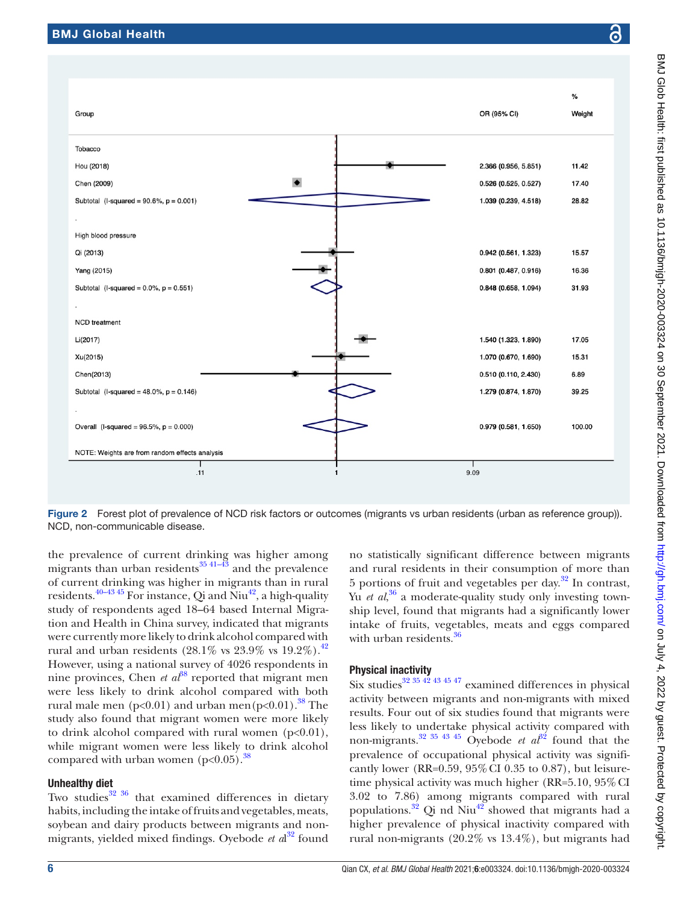| Group | OR (95% CI) | % Weight |
|---|---|---|
| **Tobacco** | | |
| Hou (2018) | 2.366 (0.956, 5.851) | 11.42 |
| Chen (2009) | 0.526 (0.525, 0.527) | 17.40 |
| Subtotal (I-squared = 90.6%, p = 0.001) | 1.039 (0.239, 4.518) | 28.82 |
| **High blood pressure** | | |
| Qi (2013) | 0.942 (0.561, 1.323) | 15.57 |
| Yang (2015) | 0.801 (0.487, 0.916) | 16.36 |
| Subtotal (I-squared = 0.0%, p = 0.551) | 0.848 (0.658, 1.094) | 31.93 |
| **NCD treatment** | | |
| Li(2017) | 1.540 (1.323, 1.890) | 17.05 |
| Xu(2015) | 1.070 (0.670, 1.690) | 15.31 |
| Chen(2013) | 0.510 (0.110, 2.430) | 6.89 |
| Subtotal (I-squared = 48.0%, p = 0.146) | 1.279 (0.874, 1.870) | 39.25 |
| Overall (I-squared = 96.5%, p = 0.000) | 0.979 (0.581, 1.650) | 100.00 |

NOTE: Weights are from random effects analysis

Axis: .11 — 1 — 9.09

**Figure 2** Forest plot of prevalence of NCD risk factors or outcomes (migrants vs urban residents (urban as reference group)). NCD, non-communicable disease.

the prevalence of current drinking was higher among migrants than urban residents[35 41–43] and the prevalence of current drinking was higher in migrants than in rural residents.[40–43 45] For instance, Qi and Niu[42], a high-quality study of respondents aged 18–64 based Internal Migration and Health in China survey, indicated that migrants were currently more likely to drink alcohol compared with rural and urban residents (28.1% vs 23.9% vs 19.2%).[42] However, using a national survey of 4026 respondents in nine provinces, Chen *et al*[38] reported that migrant men were less likely to drink alcohol compared with both rural male men (p<0.01) and urban men (p<0.01).[38] The study also found that migrant women were more likely to drink alcohol compared with rural women (p<0.01), while migrant women were less likely to drink alcohol compared with urban women (p<0.05).[38]

### Unhealthy diet

Two studies[32 36] that examined differences in dietary habits, including the intake of fruits and vegetables, meats, soybean and dairy products between migrants and non-migrants, yielded mixed findings. Oyebode *et al*[32] found no statistically significant difference between migrants and rural residents in their consumption of more than 5 portions of fruit and vegetables per day.[32] In contrast, Yu *et al*,[36] a moderate-quality study only investing township level, found that migrants had a significantly lower intake of fruits, vegetables, meats and eggs compared with urban residents.[36]

### Physical inactivity

Six studies[32 35 42 43 45 47] examined differences in physical activity between migrants and non-migrants with mixed results. Four out of six studies found that migrants were less likely to undertake physical activity compared with non-migrants.[32 35 43 45] Oyebode *et al*[32] found that the prevalence of occupational physical activity was significantly lower (RR=0.59, 95% CI 0.35 to 0.87), but leisure-time physical activity was much higher (RR=5.10, 95% CI 3.02 to 7.86) among migrants compared with rural populations.[32] Qi nd Niu[42] showed that migrants had a higher prevalence of physical inactivity compared with rural non-migrants (20.2% vs 13.4%), but migrants had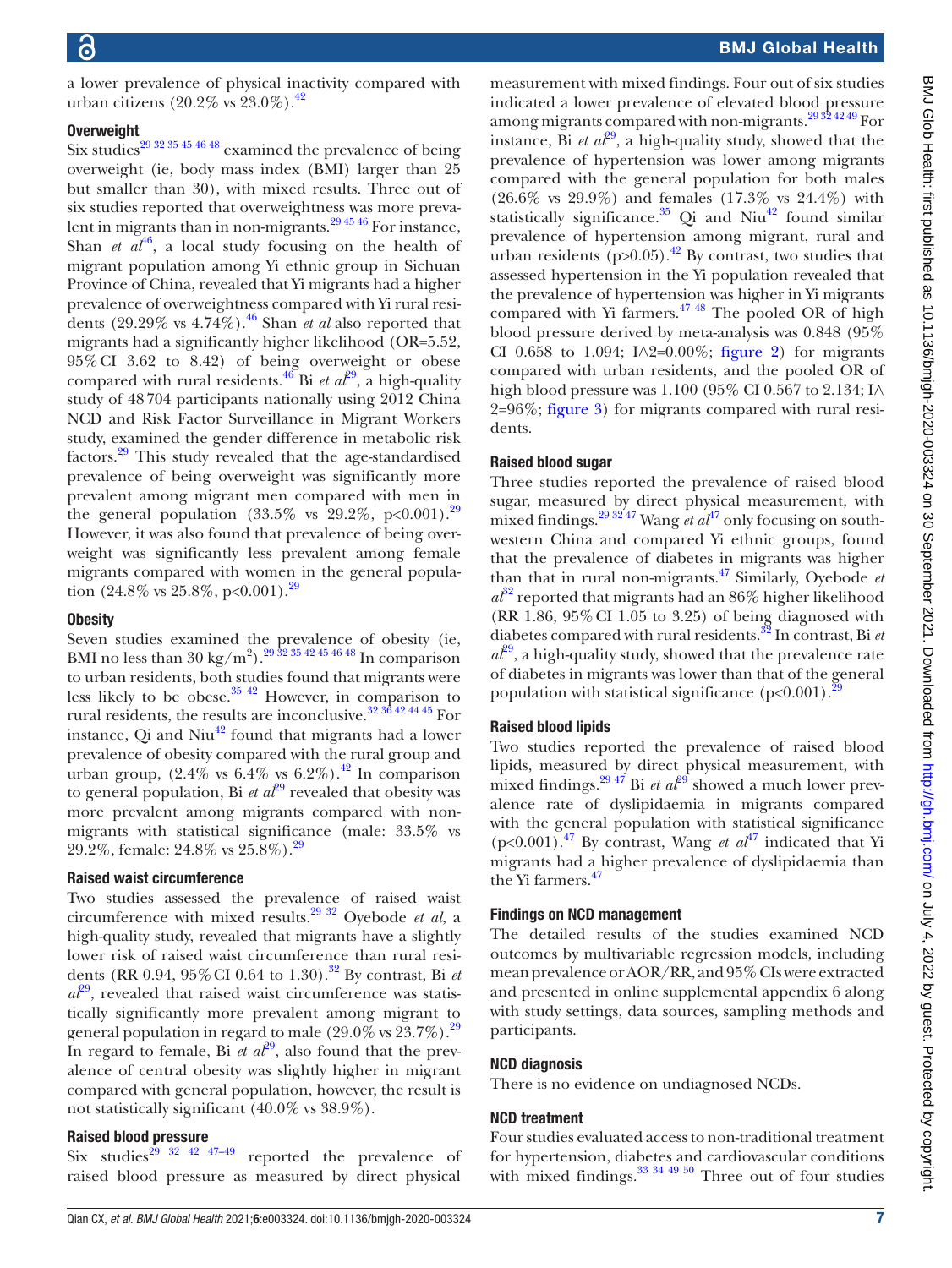a lower prevalence of physical inactivity compared with urban citizens (20.2% vs 23.0%).[42]

### Overweight

Six studies[29 32 35 45 46 48] examined the prevalence of being overweight (ie, body mass index (BMI) larger than 25 but smaller than 30), with mixed results. Three out of six studies reported that overweightness was more prevalent in migrants than in non-migrants.[29 45 46] For instance, Shan *et al*[46], a local study focusing on the health of migrant population among Yi ethnic group in Sichuan Province of China, revealed that Yi migrants had a higher prevalence of overweightness compared with Yi rural residents (29.29% vs 4.74%).[46] Shan *et al* also reported that migrants had a significantly higher likelihood (OR=5.52, 95% CI 3.62 to 8.42) of being overweight or obese compared with rural residents.[46] Bi *et al*[29], a high-quality study of 48 704 participants nationally using 2012 China NCD and Risk Factor Surveillance in Migrant Workers study, examined the gender difference in metabolic risk factors.[29] This study revealed that the age-standardised prevalence of being overweight was significantly more prevalent among migrant men compared with men in the general population (33.5% vs 29.2%, p<0.001).[29] However, it was also found that prevalence of being overweight was significantly less prevalent among female migrants compared with women in the general population (24.8% vs 25.8%, p<0.001).[29]

### Obesity

Seven studies examined the prevalence of obesity (ie, BMI no less than 30 kg/m$^2$).[29 32 35 42 45 46 48] In comparison to urban residents, both studies found that migrants were less likely to be obese.[35 42] However, in comparison to rural residents, the results are inconclusive.[32 36 42 44 45] For instance, Qi and Niu[42] found that migrants had a lower prevalence of obesity compared with the rural group and urban group, (2.4% vs 6.4% vs 6.2%).[42] In comparison to general population, Bi *et al*[29] revealed that obesity was more prevalent among migrants compared with non-migrants with statistical significance (male: 33.5% vs 29.2%, female: 24.8% vs 25.8%).[29]

### Raised waist circumference

Two studies assessed the prevalence of raised waist circumference with mixed results.[29 32] Oyebode *et al*, a high-quality study, revealed that migrants have a slightly lower risk of raised waist circumference than rural residents (RR 0.94, 95% CI 0.64 to 1.30).[32] By contrast, Bi *et al*[29], revealed that raised waist circumference was statistically significantly more prevalent among migrant to general population in regard to male (29.0% vs 23.7%).[29] In regard to female, Bi *et al*[29], also found that the prevalence of central obesity was slightly higher in migrant compared with general population, however, the result is not statistically significant (40.0% vs 38.9%).

### Raised blood pressure

Six studies[29 32 42 47–49] reported the prevalence of raised blood pressure as measured by direct physical measurement with mixed findings. Four out of six studies indicated a lower prevalence of elevated blood pressure among migrants compared with non-migrants.[29 32 42 49] For instance, Bi *et al*[29], a high-quality study, showed that the prevalence of hypertension was lower among migrants compared with the general population for both males (26.6% vs 29.9%) and females (17.3% vs 24.4%) with statistically significance.[35] Qi and Niu[42] found similar prevalence of hypertension among migrant, rural and urban residents (p>0.05).[42] By contrast, two studies that assessed hypertension in the Yi population revealed that the prevalence of hypertension was higher in Yi migrants compared with Yi farmers.[47 48] The pooled OR of high blood pressure derived by meta-analysis was 0.848 (95% CI 0.658 to 1.094; I∧2=0.00%; figure 2) for migrants compared with urban residents, and the pooled OR of high blood pressure was 1.100 (95% CI 0.567 to 2.134; I∧2=96%; figure 3) for migrants compared with rural residents.

### Raised blood sugar

Three studies reported the prevalence of raised blood sugar, measured by direct physical measurement, with mixed findings.[29 32 47] Wang *et al*[47] only focusing on southwestern China and compared Yi ethnic groups, found that the prevalence of diabetes in migrants was higher than that in rural non-migrants.[47] Similarly, Oyebode *et al*[32] reported that migrants had an 86% higher likelihood (RR 1.86, 95% CI 1.05 to 3.25) of being diagnosed with diabetes compared with rural residents.[32] In contrast, Bi *et al*[29], a high-quality study, showed that the prevalence rate of diabetes in migrants was lower than that of the general population with statistical significance (p<0.001).[29]

### Raised blood lipids

Two studies reported the prevalence of raised blood lipids, measured by direct physical measurement, with mixed findings.[29 47] Bi *et al*[29] showed a much lower prevalence rate of dyslipidaemia in migrants compared with the general population with statistical significance (p<0.001).[47] By contrast, Wang *et al*[47] indicated that Yi migrants had a higher prevalence of dyslipidaemia than the Yi farmers.[47]

### Findings on NCD management

The detailed results of the studies examined NCD outcomes by multivariable regression models, including mean prevalence or AOR/RR, and 95% CIs were extracted and presented in online supplemental appendix 6 along with study settings, data sources, sampling methods and participants.

### NCD diagnosis

There is no evidence on undiagnosed NCDs.

### NCD treatment

Four studies evaluated access to non-traditional treatment for hypertension, diabetes and cardiovascular conditions with mixed findings.[33 34 49 50] Three out of four studies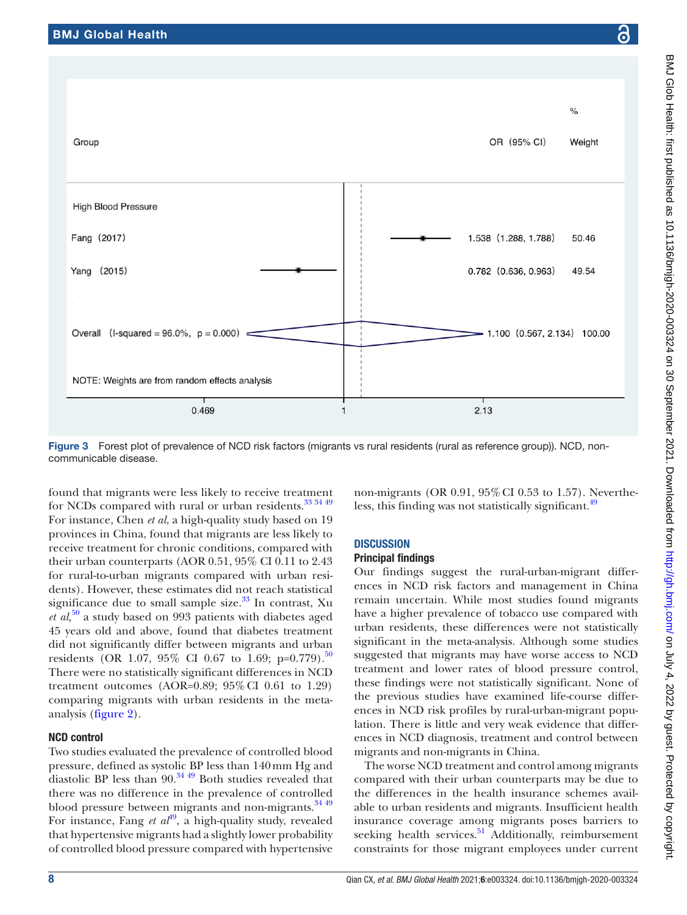| Group | OR (95% CI) | % Weight |
|---|---|---|
| High Blood Pressure | | |
| Fang (2017) | 1.538 (1.288, 1.788) | 50.46 |
| Yang (2015) | 0.782 (0.636, 0.963) | 49.54 |
| Overall (I-squared = 96.0%, p = 0.000) | 1.100 (0.567, 2.134) | 100.00 |

NOTE: Weights are from random effects analysis

0.469 1 2.13

Figure 3 Forest plot of prevalence of NCD risk factors (migrants vs rural residents (rural as reference group)). NCD, non-communicable disease.

found that migrants were less likely to receive treatment for NCDs compared with rural or urban residents.[33 34 49] For instance, Chen *et al*, a high-quality study based on 19 provinces in China, found that migrants are less likely to receive treatment for chronic conditions, compared with their urban counterparts (AOR 0.51, 95% CI 0.11 to 2.43 for rural-to-urban migrants compared with urban residents). However, these estimates did not reach statistical significance due to small sample size.[33] In contrast, Xu *et al*,[50] a study based on 993 patients with diabetes aged 45 years old and above, found that diabetes treatment did not significantly differ between migrants and urban residents (OR 1.07, 95% CI 0.67 to 1.69; p=0.779).[50] There were no statistically significant differences in NCD treatment outcomes (AOR=0.89; 95% CI 0.61 to 1.29) comparing migrants with urban residents in the meta-analysis (figure 2).

### NCD control

Two studies evaluated the prevalence of controlled blood pressure, defined as systolic BP less than 140 mm Hg and diastolic BP less than 90.[34 49] Both studies revealed that there was no difference in the prevalence of controlled blood pressure between migrants and non-migrants.[34 49] For instance, Fang *et al*[49], a high-quality study, revealed that hypertensive migrants had a slightly lower probability of controlled blood pressure compared with hypertensive non-migrants (OR 0.91, 95% CI 0.53 to 1.57). Nevertheless, this finding was not statistically significant.[49]

## DISCUSSION

### Principal findings

Our findings suggest the rural-urban-migrant differences in NCD risk factors and management in China remain uncertain. While most studies found migrants have a higher prevalence of tobacco use compared with urban residents, these differences were not statistically significant in the meta-analysis. Although some studies suggested that migrants may have worse access to NCD treatment and lower rates of blood pressure control, these findings were not statistically significant. None of the previous studies have examined life-course differences in NCD risk profiles by rural-urban-migrant population. There is little and very weak evidence that differences in NCD diagnosis, treatment and control between migrants and non-migrants in China.

The worse NCD treatment and control among migrants compared with their urban counterparts may be due to the differences in the health insurance schemes available to urban residents and migrants. Insufficient health insurance coverage among migrants poses barriers to seeking health services.[51] Additionally, reimbursement constraints for those migrant employees under current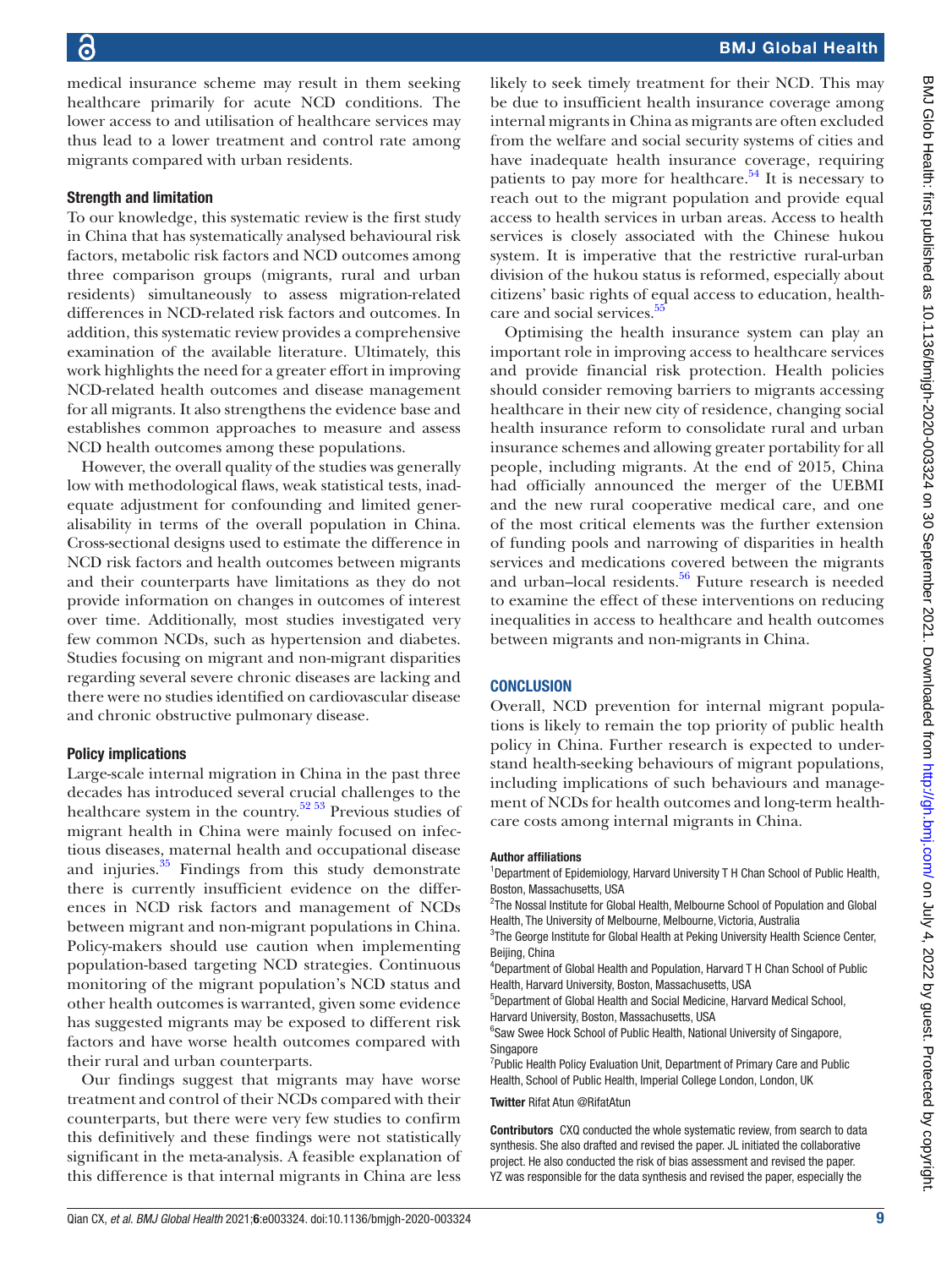medical insurance scheme may result in them seeking healthcare primarily for acute NCD conditions. The lower access to and utilisation of healthcare services may thus lead to a lower treatment and control rate among migrants compared with urban residents.

### Strength and limitation

To our knowledge, this systematic review is the first study in China that has systematically analysed behavioural risk factors, metabolic risk factors and NCD outcomes among three comparison groups (migrants, rural and urban residents) simultaneously to assess migration-related differences in NCD-related risk factors and outcomes. In addition, this systematic review provides a comprehensive examination of the available literature. Ultimately, this work highlights the need for a greater effort in improving NCD-related health outcomes and disease management for all migrants. It also strengthens the evidence base and establishes common approaches to measure and assess NCD health outcomes among these populations.

However, the overall quality of the studies was generally low with methodological flaws, weak statistical tests, inadequate adjustment for confounding and limited generalisability in terms of the overall population in China. Cross-sectional designs used to estimate the difference in NCD risk factors and health outcomes between migrants and their counterparts have limitations as they do not provide information on changes in outcomes of interest over time. Additionally, most studies investigated very few common NCDs, such as hypertension and diabetes. Studies focusing on migrant and non-migrant disparities regarding several severe chronic diseases are lacking and there were no studies identified on cardiovascular disease and chronic obstructive pulmonary disease.

### Policy implications

Large-scale internal migration in China in the past three decades has introduced several crucial challenges to the healthcare system in the country.[52 53] Previous studies of migrant health in China were mainly focused on infectious diseases, maternal health and occupational disease and injuries.[35] Findings from this study demonstrate there is currently insufficient evidence on the differences in NCD risk factors and management of NCDs between migrant and non-migrant populations in China. Policy-makers should use caution when implementing population-based targeting NCD strategies. Continuous monitoring of the migrant population's NCD status and other health outcomes is warranted, given some evidence has suggested migrants may be exposed to different risk factors and have worse health outcomes compared with their rural and urban counterparts.

Our findings suggest that migrants may have worse treatment and control of their NCDs compared with their counterparts, but there were very few studies to confirm this definitively and these findings were not statistically significant in the meta-analysis. A feasible explanation of this difference is that internal migrants in China are less likely to seek timely treatment for their NCD. This may be due to insufficient health insurance coverage among internal migrants in China as migrants are often excluded from the welfare and social security systems of cities and have inadequate health insurance coverage, requiring patients to pay more for healthcare.[54] It is necessary to reach out to the migrant population and provide equal access to health services in urban areas. Access to health services is closely associated with the Chinese hukou system. It is imperative that the restrictive rural-urban division of the hukou status is reformed, especially about citizens' basic rights of equal access to education, healthcare and social services.[55]

Optimising the health insurance system can play an important role in improving access to healthcare services and provide financial risk protection. Health policies should consider removing barriers to migrants accessing healthcare in their new city of residence, changing social health insurance reform to consolidate rural and urban insurance schemes and allowing greater portability for all people, including migrants. At the end of 2015, China had officially announced the merger of the UEBMI and the new rural cooperative medical care, and one of the most critical elements was the further extension of funding pools and narrowing of disparities in health services and medications covered between the migrants and urban–local residents.[56] Future research is needed to examine the effect of these interventions on reducing inequalities in access to healthcare and health outcomes between migrants and non-migrants in China.

## CONCLUSION

Overall, NCD prevention for internal migrant populations is likely to remain the top priority of public health policy in China. Further research is expected to understand health-seeking behaviours of migrant populations, including implications of such behaviours and management of NCDs for health outcomes and long-term healthcare costs among internal migrants in China.

#### Author affiliations

[1]Department of Epidemiology, Harvard University T H Chan School of Public Health, Boston, Massachusetts, USA
[2]The Nossal Institute for Global Health, Melbourne School of Population and Global Health, The University of Melbourne, Melbourne, Victoria, Australia
[3]The George Institute for Global Health at Peking University Health Science Center, Beijing, China
[4]Department of Global Health and Population, Harvard T H Chan School of Public Health, Harvard University, Boston, Massachusetts, USA
[5]Department of Global Health and Social Medicine, Harvard Medical School, Harvard University, Boston, Massachusetts, USA
[6]Saw Swee Hock School of Public Health, National University of Singapore, Singapore
[7]Public Health Policy Evaluation Unit, Department of Primary Care and Public Health, School of Public Health, Imperial College London, London, UK

**Twitter** Rifat Atun @RifatAtun

**Contributors** CXQ conducted the whole systematic review, from search to data synthesis. She also drafted and revised the paper. JL initiated the collaborative project. He also conducted the risk of bias assessment and revised the paper. YZ was responsible for the data synthesis and revised the paper, especially the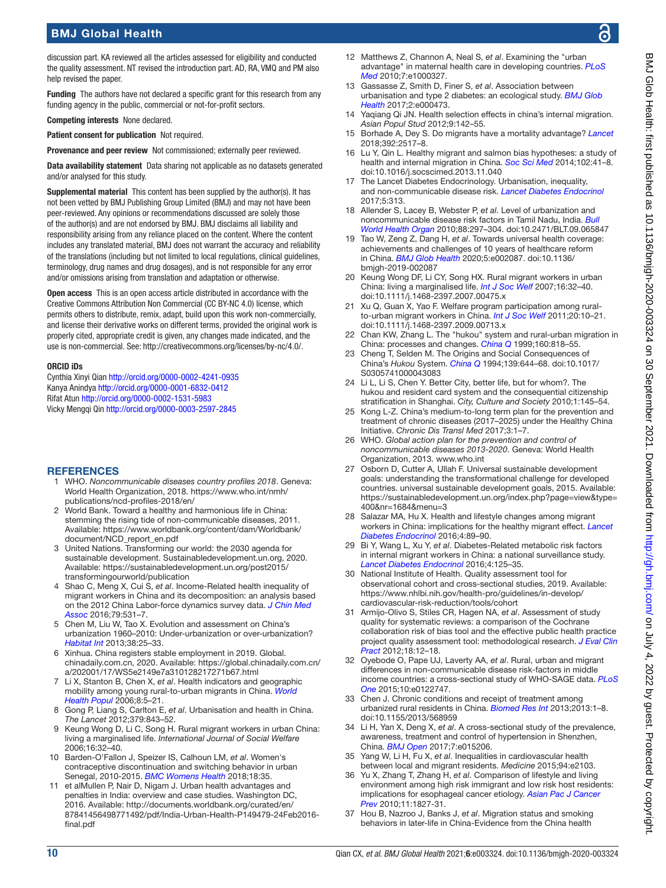discussion part. KA reviewed all the articles assessed for eligibility and conducted the quality assessment. NT revised the introduction part. AD, RA, VMQ and PM also help revised the paper.

**Funding** The authors have not declared a specific grant for this research from any funding agency in the public, commercial or not-for-profit sectors.

**Competing interests** None declared.

**Patient consent for publication** Not required.

**Provenance and peer review** Not commissioned; externally peer reviewed.

**Data availability statement** Data sharing not applicable as no datasets generated and/or analysed for this study.

**Supplemental material** This content has been supplied by the author(s). It has not been vetted by BMJ Publishing Group Limited (BMJ) and may not have been peer-reviewed. Any opinions or recommendations discussed are solely those of the author(s) and are not endorsed by BMJ. BMJ disclaims all liability and responsibility arising from any reliance placed on the content. Where the content includes any translated material, BMJ does not warrant the accuracy and reliability of the translations (including but not limited to local regulations, clinical guidelines, terminology, drug names and drug dosages), and is not responsible for any error and/or omissions arising from translation and adaptation or otherwise.

**Open access** This is an open access article distributed in accordance with the Creative Commons Attribution Non Commercial (CC BY-NC 4.0) license, which permits others to distribute, remix, adapt, build upon this work non-commercially, and license their derivative works on different terms, provided the original work is properly cited, appropriate credit is given, any changes made indicated, and the use is non-commercial. See: http://creativecommons.org/licenses/by-nc/4.0/.

#### ORCID iDs

Cynthia Xinyi Qian http://orcid.org/0000-0002-4241-0935
Kanya Anindya http://orcid.org/0000-0001-6832-0412
Rifat Atun http://orcid.org/0000-0002-1531-5983
Vicky Mengqi Qin http://orcid.org/0000-0003-2597-2845

## REFERENCES

1. WHO. *Noncommunicable diseases country profiles 2018*. Geneva: World Health Organization, 2018. https://www.who.int/nmh/publications/ncd-profiles-2018/en/
2. World Bank. Toward a healthy and harmonious life in China: stemming the rising tide of non-communicable diseases, 2011. Available: https://www.worldbank.org/content/dam/Worldbank/document/NCD_report_en.pdf
3. United Nations. Transforming our world: the 2030 agenda for sustainable development. Sustainabledevelopment.un.org, 2020. Available: https://sustainabledevelopment.un.org/post2015/transformingourworld/publication
4. Shao C, Meng X, Cui S, *et al*. Income-Related health inequality of migrant workers in China and its decomposition: an analysis based on the 2012 China Labor-force dynamics survey data. *J Chin Med Assoc* 2016;79:531–7.
5. Chen M, Liu W, Tao X. Evolution and assessment on China's urbanization 1960–2010: Under-urbanization or over-urbanization? *Habitat Int* 2013;38:25–33.
6. Xinhua. China registers stable employment in 2019. Global. chinadaily.com.cn, 2020. Available: https://global.chinadaily.com.cn/a/202001/17/WS5e2149e7a310128217271b67.html
7. Li X, Stanton B, Chen X, *et al*. Health indicators and geographic mobility among young rural-to-urban migrants in China. *World Health Popul* 2006;8:5–21.
8. Gong P, Liang S, Carlton E, *et al*. Urbanisation and health in China. *The Lancet* 2012;379:843–52.
9. Keung Wong D, Li C, Song H. Rural migrant workers in urban China: living a marginalised life. *International Journal of Social Welfare* 2006;16:32–40.
10. Barden-O'Fallon J, Speizer IS, Calhoun LM, *et al*. Women's contraceptive discontinuation and switching behavior in urban Senegal, 2010-2015. *BMC Womens Health* 2018;18:35.
11. et alMullen P, Nair D, Nigam J. Urban health advantages and penalties in India: overview and case studies. Washington DC, 2016. Available: http://documents.worldbank.org/curated/en/878411456498771492/pdf/India-Urban-Health-P149479-24Feb2016-final.pdf
12. Matthews Z, Channon A, Neal S, *et al*. Examining the "urban advantage" in maternal health care in developing countries. *PLoS Med* 2010;7:e1000327.
13. Gassasse Z, Smith D, Finer S, *et al*. Association between urbanisation and type 2 diabetes: an ecological study. *BMJ Glob Health* 2017;2:e000473.
14. Yaqiang Qi JN. Health selection effects in china's internal migration. *Asian Popul Stud* 2012;9:142–55.
15. Borhade A, Dey S. Do migrants have a mortality advantage? *Lancet* 2018;392:2517–8.
16. Lu Y, Qin L. Healthy migrant and salmon bias hypotheses: a study of health and internal migration in China. *Soc Sci Med* 2014;102:41–8. doi:10.1016/j.socscimed.2013.11.040
17. The Lancet Diabetes Endocrinology. Urbanisation, inequality, and non-communicable disease risk. *Lancet Diabetes Endocrinol* 2017;5:313.
18. Allender S, Lacey B, Webster P, *et al*. Level of urbanization and noncommunicable disease risk factors in Tamil Nadu, India. *Bull World Health Organ* 2010;88:297–304. doi:10.2471/BLT.09.065847
19. Tao W, Zeng Z, Dang H, *et al*. Towards universal health coverage: achievements and challenges of 10 years of healthcare reform in China. *BMJ Glob Health* 2020;5:e002087. doi:10.1136/bmjgh-2019-002087
20. Keung Wong DF, Li CY, Song HX. Rural migrant workers in urban China: living a marginalised life. *Int J Soc Welf* 2007;16:32–40. doi:10.1111/j.1468-2397.2007.00475.x
21. Xu Q, Guan X, Yao F. Welfare program participation among rural-to-urban migrant workers in China. *Int J Soc Welf* 2011;20:10–21. doi:10.1111/j.1468-2397.2009.00713.x
22. Chan KW, Zhang L. The "hukou" system and rural-urban migration in China: processes and changes. *China Q* 1999;160:818–55.
23. Cheng T, Selden M. The Origins and Social Consequences of China's *Hukou* System. *China Q* 1994;139:644–68. doi:10.1017/S0305741000043083
24. Li L, Li S, Chen Y. Better City, better life, but for whom?. The hukou and resident card system and the consequential citizenship stratification in Shanghai. *City, Culture and Society* 2010;1:145–54.
25. Kong L-Z. China's medium-to-long term plan for the prevention and treatment of chronic diseases (2017–2025) under the Healthy China Initiative. *Chronic Dis Transl Med* 2017;3:1–7.
26. WHO. *Global action plan for the prevention and control of noncommunicable diseases 2013-2020*. Geneva: World Health Organization, 2013. www.who.int
27. Osborn D, Cutter A, Ullah F. Universal sustainable development goals: understanding the transformational challenge for developed countries. universal sustainable development goals, 2015. Available: https://sustainabledevelopment.un.org/index.php?page=view&type=400&nr=1684&menu=3
28. Salazar MA, Hu X. Health and lifestyle changes among migrant workers in China: implications for the healthy migrant effect. *Lancet Diabetes Endocrinol* 2016;4:89–90.
29. Bi Y, Wang L, Xu Y, *et al*. Diabetes-Related metabolic risk factors in internal migrant workers in China: a national surveillance study. *Lancet Diabetes Endocrinol* 2016;4:125–35.
30. National Institute of Health. Quality assessment tool for observational cohort and cross-sectional studies, 2019. Available: https://www.nhlbi.nih.gov/health-pro/guidelines/in-develop/cardiovascular-risk-reduction/tools/cohort
31. Armijo-Olivo S, Stiles CR, Hagen NA, *et al*. Assessment of study quality for systematic reviews: a comparison of the Cochrane collaboration risk of bias tool and the effective public health practice project quality assessment tool: methodological research. *J Eval Clin Pract* 2012;18:12–18.
32. Oyebode O, Pape UJ, Laverty AA, *et al*. Rural, urban and migrant differences in non-communicable disease risk-factors in middle income countries: a cross-sectional study of WHO-SAGE data. *PLoS One* 2015;10:e0122747.
33. Chen J. Chronic conditions and receipt of treatment among urbanized rural residents in China. *Biomed Res Int* 2013;2013:1–8. doi:10.1155/2013/568959
34. Li H, Yan X, Deng X, *et al*. A cross-sectional study of the prevalence, awareness, treatment and control of hypertension in Shenzhen, China. *BMJ Open* 2017;7:e015206.
35. Yang W, Li H, Fu X, *et al*. Inequalities in cardiovascular health between local and migrant residents. *Medicine* 2015;94:e2103.
36. Yu X, Zhang T, Zhang H, *et al*. Comparison of lifestyle and living environment among high risk immigrant and low risk host residents: implications for esophageal cancer etiology. *Asian Pac J Cancer Prev* 2010;11:1827-31.
37. Hou B, Nazroo J, Banks J, *et al*. Migration status and smoking behaviors in later-life in China-Evidence from the China health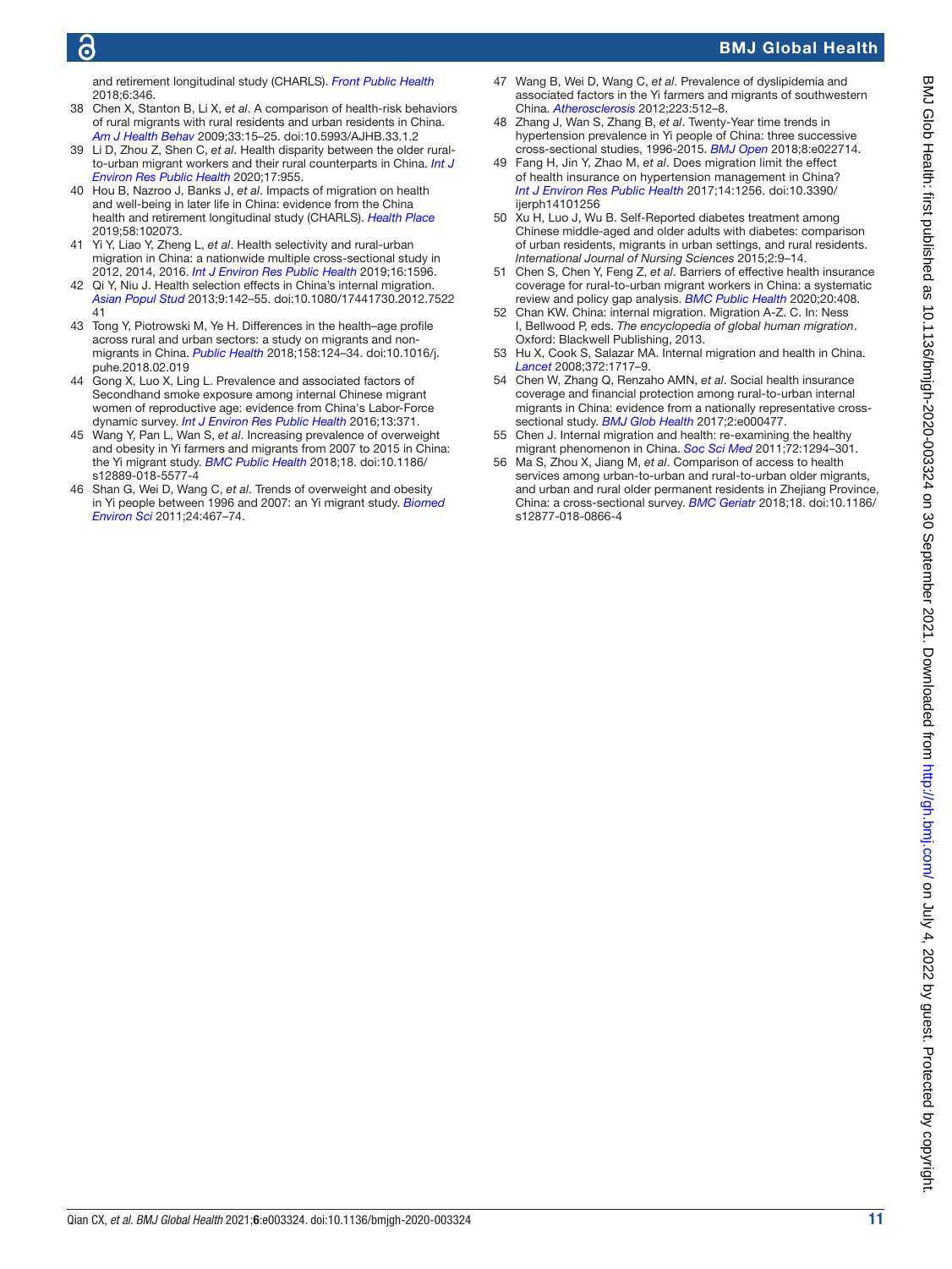and retirement longitudinal study (CHARLS). *Front Public Health* 2018;6:346.

38 Chen X, Stanton B, Li X, *et al*. A comparison of health-risk behaviors of rural migrants with rural residents and urban residents in China. *Am J Health Behav* 2009;33:15–25. doi:10.5993/AJHB.33.1.2

39 Li D, Zhou Z, Shen C, *et al*. Health disparity between the older rural-to-urban migrant workers and their rural counterparts in China. *Int J Environ Res Public Health* 2020;17:955.

40 Hou B, Nazroo J, Banks J, *et al*. Impacts of migration on health and well-being in later life in China: evidence from the China health and retirement longitudinal study (CHARLS). *Health Place* 2019;58:102073.

41 Yi Y, Liao Y, Zheng L, *et al*. Health selectivity and rural-urban migration in China: a nationwide multiple cross-sectional study in 2012, 2014, 2016. *Int J Environ Res Public Health* 2019;16:1596.

42 Qi Y, Niu J. Health selection effects in China's internal migration. *Asian Popul Stud* 2013;9:142–55. doi:10.1080/17441730.2012.752241

43 Tong Y, Piotrowski M, Ye H. Differences in the health–age profile across rural and urban sectors: a study on migrants and non-migrants in China. *Public Health* 2018;158:124–34. doi:10.1016/j.puhe.2018.02.019

44 Gong X, Luo X, Ling L. Prevalence and associated factors of Secondhand smoke exposure among internal Chinese migrant women of reproductive age: evidence from China's Labor-Force dynamic survey. *Int J Environ Res Public Health* 2016;13:371.

45 Wang Y, Pan L, Wan S, *et al*. Increasing prevalence of overweight and obesity in Yi farmers and migrants from 2007 to 2015 in China: the Yi migrant study. *BMC Public Health* 2018;18. doi:10.1186/s12889-018-5577-4

46 Shan G, Wei D, Wang C, *et al*. Trends of overweight and obesity in Yi people between 1996 and 2007: an Yi migrant study. *Biomed Environ Sci* 2011;24:467–74.

47 Wang B, Wei D, Wang C, *et al*. Prevalence of dyslipidemia and associated factors in the Yi farmers and migrants of southwestern China. *Atherosclerosis* 2012;223:512–8.

48 Zhang J, Wan S, Zhang B, *et al*. Twenty-Year time trends in hypertension prevalence in Yi people of China: three successive cross-sectional studies, 1996-2015. *BMJ Open* 2018;8:e022714.

49 Fang H, Jin Y, Zhao M, *et al*. Does migration limit the effect of health insurance on hypertension management in China? *Int J Environ Res Public Health* 2017;14:1256. doi:10.3390/ijerph14101256

50 Xu H, Luo J, Wu B. Self-Reported diabetes treatment among Chinese middle-aged and older adults with diabetes: comparison of urban residents, migrants in urban settings, and rural residents. *International Journal of Nursing Sciences* 2015;2:9–14.

51 Chen S, Chen Y, Feng Z, *et al*. Barriers of effective health insurance coverage for rural-to-urban migrant workers in China: a systematic review and policy gap analysis. *BMC Public Health* 2020;20:408.

52 Chan KW. China: internal migration. Migration A-Z. C. In: Ness I, Bellwood P, eds. *The encyclopedia of global human migration*. Oxford: Blackwell Publishing, 2013.

53 Hu X, Cook S, Salazar MA. Internal migration and health in China. *Lancet* 2008;372:1717–9.

54 Chen W, Zhang Q, Renzaho AMN, *et al*. Social health insurance coverage and financial protection among rural-to-urban internal migrants in China: evidence from a nationally representative cross-sectional study. *BMJ Glob Health* 2017;2:e000477.

55 Chen J. Internal migration and health: re-examining the healthy migrant phenomenon in China. *Soc Sci Med* 2011;72:1294–301.

56 Ma S, Zhou X, Jiang M, *et al*. Comparison of access to health services among urban-to-urban and rural-to-urban older migrants, and urban and rural older permanent residents in Zhejiang Province, China: a cross-sectional survey. *BMC Geriatr* 2018;18. doi:10.1186/s12877-018-0866-4